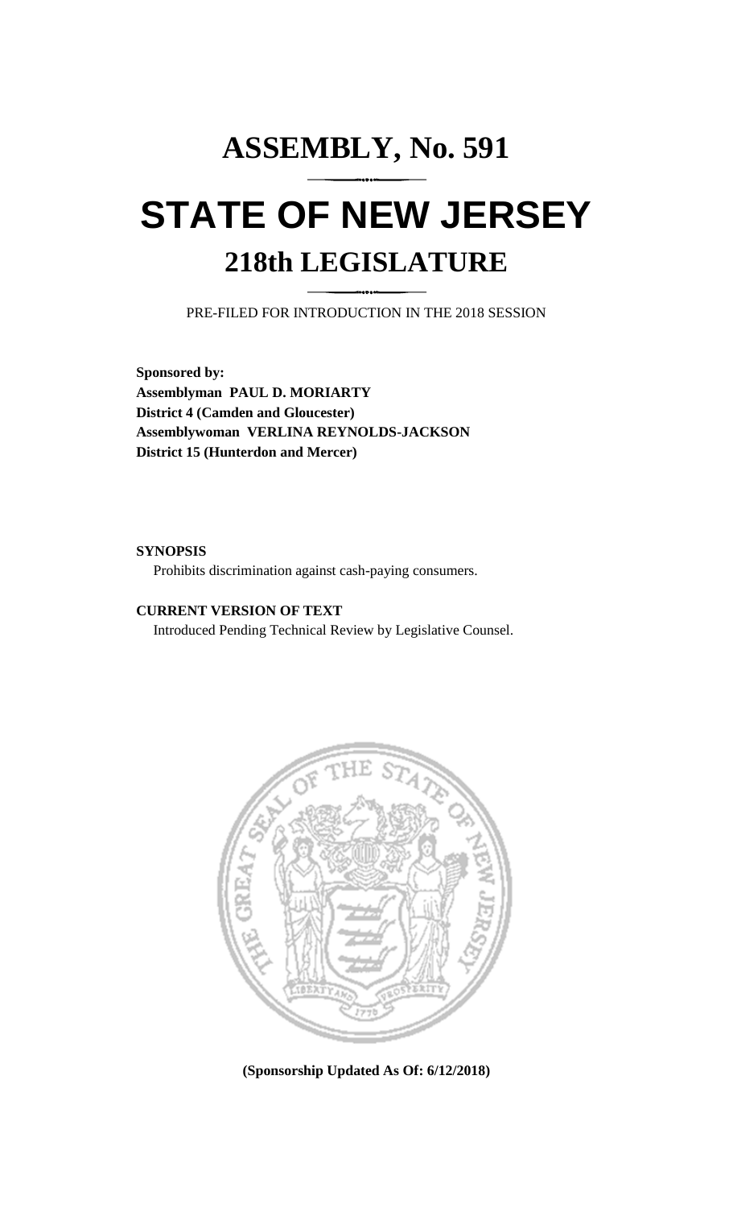# ASSEMBLY, No. 591

# STATE OF NEW JERSEY

## 218th LEGISLATURE

PRE-FILED FOR INTRODUCTION IN THE 2018 SESSION

**Sponsored by:**
**Assemblyman PAUL D. MORIARTY**
**District 4 (Camden and Gloucester)**
**Assemblywoman VERLINA REYNOLDS-JACKSON**
**District 15 (Hunterdon and Mercer)**

**SYNOPSIS**

Prohibits discrimination against cash-paying consumers.

**CURRENT VERSION OF TEXT**

Introduced Pending Technical Review by Legislative Counsel.

**(Sponsorship Updated As Of: 6/12/2018)**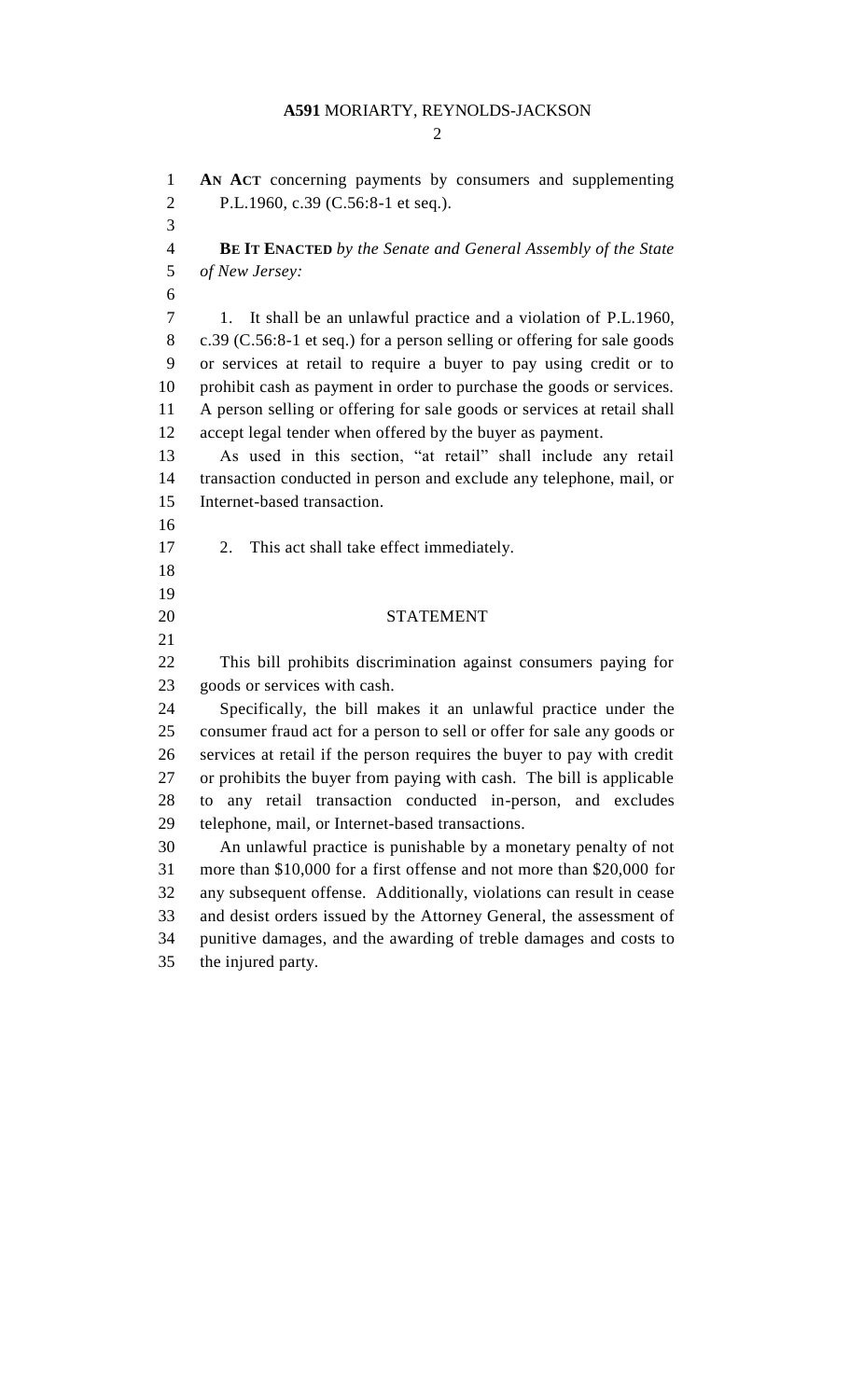**AN ACT** concerning payments by consumers and supplementing P.L.1960, c.39 (C.56:8-1 et seq.).

**BE IT ENACTED** *by the Senate and General Assembly of the State of New Jersey:*

1. It shall be an unlawful practice and a violation of P.L.1960, c.39 (C.56:8-1 et seq.) for a person selling or offering for sale goods or services at retail to require a buyer to pay using credit or to prohibit cash as payment in order to purchase the goods or services. A person selling or offering for sale goods or services at retail shall accept legal tender when offered by the buyer as payment.

As used in this section, "at retail" shall include any retail transaction conducted in person and exclude any telephone, mail, or Internet-based transaction.

2. This act shall take effect immediately.

## STATEMENT

This bill prohibits discrimination against consumers paying for goods or services with cash.

Specifically, the bill makes it an unlawful practice under the consumer fraud act for a person to sell or offer for sale any goods or services at retail if the person requires the buyer to pay with credit or prohibits the buyer from paying with cash. The bill is applicable to any retail transaction conducted in-person, and excludes telephone, mail, or Internet-based transactions.

An unlawful practice is punishable by a monetary penalty of not more than $10,000 for a first offense and not more than $20,000 for any subsequent offense. Additionally, violations can result in cease and desist orders issued by the Attorney General, the assessment of punitive damages, and the awarding of treble damages and costs to the injured party.